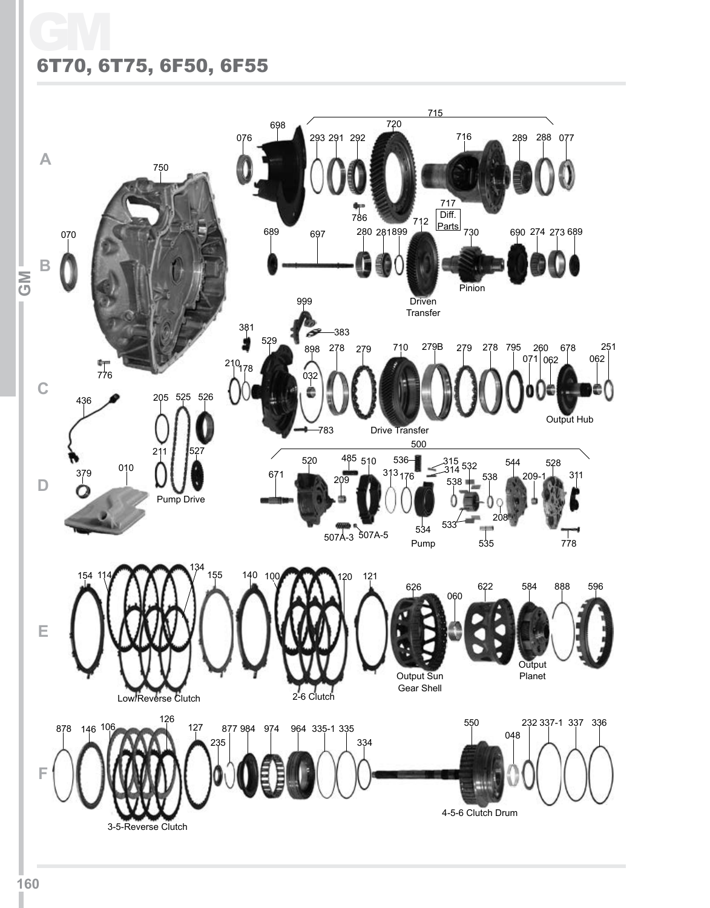# GM

## 6T70, 6T75, 6F50, 6F55

A

715

698 720

076 293 291 292 716 289 288 077

750

717 Diff. Parts

786

712

070 689 697 280 281 899 730 690 274 273 689

B

Pinion

Driven Transfer

999

381 383

529

210 178 898 278 279 710 279B 279 278 795 260 678 251

071 062 062

032

776

C

783 Drive Transfer

Output Hub

436 205 525 526

500

211 527 520 485 510 536 315 314 532

671 313 176 544 528

379 010 209 538 538 209-1 311

D

Pump Drive

208

533

507A-3 507A-5 534

Pump 535 778

134

154 114 155 140 100 120 121

626 622 584 888 596

060

E

Output Sun Gear Shell

Output Planet

Low/Reverse Clutch

2-6 Clutch

126

878 146 106 127 877 984 974 964 335-1 335 550 232 337-1 337 336

235 334 048

F

4-5-6 Clutch Drum

3-5-Reverse Clutch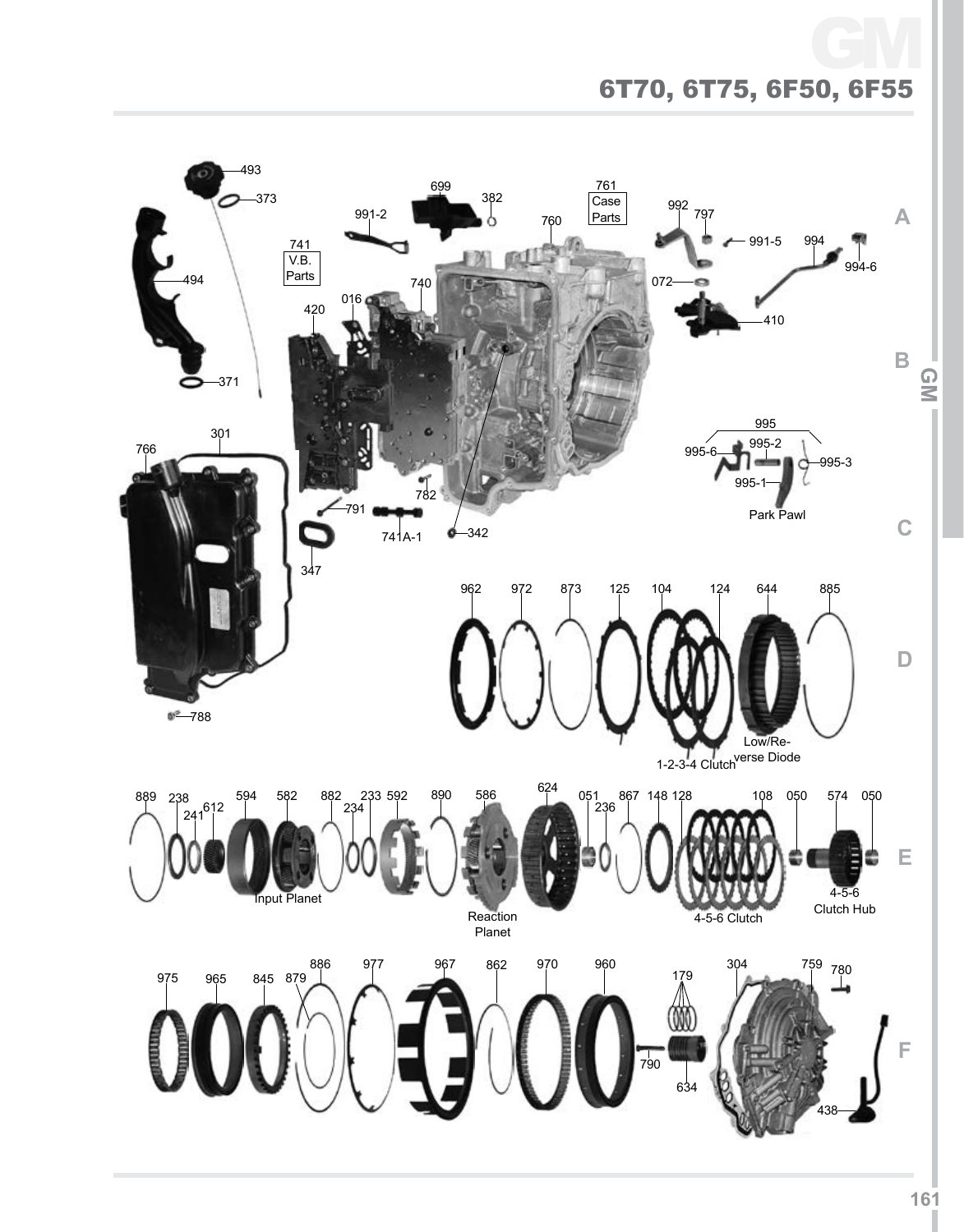# GM

## 6T70, 6T75, 6F50, 6F55

493
373
494
371
699
382
991-2
761
Case Parts
760
992
797
991-5
994
994-6
741
V.B. Parts
740
016
420
072
410
301
766
995
995-2
995-6
995-3
995-1
Park Pawl
782
791
741A-1
342
347
788

962 972 873 125 104 124 644 885

Low/Reverse Diode

1-2-3-4 Clutch

889 238 241 612 594 582 882 234 233 592 890 586 624 051 236 867 148 128 108 050 574 050

Input Planet

Reaction Planet

4-5-6 Clutch

4-5-6 Clutch Hub

975 965 845 879 886 977 967 862 970 960 179 304 759 780

790

634

438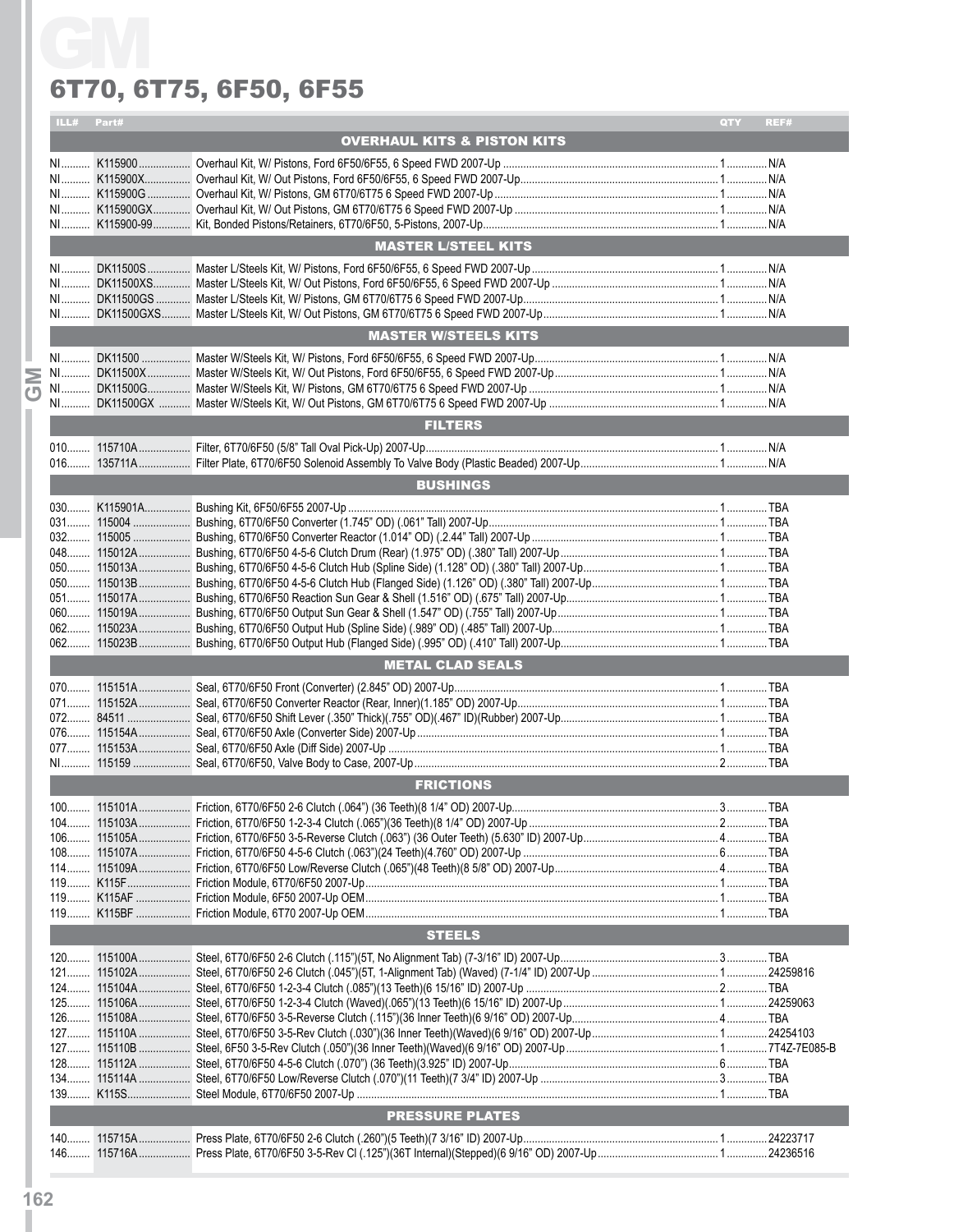# GM

## 6T70, 6T75, 6F50, 6F55

| ILL# | Part# | Description | QTY | REF# |
|---|---|---|---|---|
| **OVERHAUL KITS & PISTON KITS** | | | | |
| NI | K115900 | Overhaul Kit, W/ Pistons, Ford 6F50/6F55, 6 Speed FWD 2007-Up | 1 | N/A |
| NI | K115900X | Overhaul Kit, W/ Out Pistons, Ford 6F50/6F55, 6 Speed FWD 2007-Up | 1 | N/A |
| NI | K115900G | Overhaul Kit, W/ Pistons, GM 6T70/6T75 6 Speed FWD 2007-Up | 1 | N/A |
| NI | K115900GX | Overhaul Kit, W/ Out Pistons, GM 6T70/6T75 6 Speed FWD 2007-Up | 1 | N/A |
| NI | K115900-99 | Kit, Bonded Pistons/Retainers, 6T70/6F50, 5-Pistons, 2007-Up | 1 | N/A |
| **MASTER L/STEEL KITS** | | | | |
| NI | DK11500S | Master L/Steels Kit, W/ Pistons, Ford 6F50/6F55, 6 Speed FWD 2007-Up | 1 | N/A |
| NI | DK11500XS | Master L/Steels Kit, W/ Out Pistons, Ford 6F50/6F55, 6 Speed FWD 2007-Up | 1 | N/A |
| NI | DK11500GS | Master L/Steels Kit, W/ Pistons, GM 6T70/6T75 6 Speed FWD 2007-Up | 1 | N/A |
| NI | DK11500GXS | Master L/Steels Kit, W/ Out Pistons, GM 6T70/6T75 6 Speed FWD 2007-Up | 1 | N/A |
| **MASTER W/STEELS KITS** | | | | |
| NI | DK11500 | Master W/Steels Kit, W/ Pistons, Ford 6F50/6F55, 6 Speed FWD 2007-Up | 1 | N/A |
| NI | DK11500X | Master W/Steels Kit, W/ Out Pistons, Ford 6F50/6F55, 6 Speed FWD 2007-Up | 1 | N/A |
| NI | DK11500G | Master W/Steels Kit, W/ Pistons, GM 6T70/6T75 6 Speed FWD 2007-Up | 1 | N/A |
| NI | DK11500GX | Master W/Steels Kit, W/ Out Pistons, GM 6T70/6T75 6 Speed FWD 2007-Up | 1 | N/A |
| **FILTERS** | | | | |
| 010 | 115710A | Filter, 6T70/6F50 (5/8" Tall Oval Pick-Up) 2007-Up | 1 | N/A |
| 016 | 135711A | Filter Plate, 6T70/6F50 Solenoid Assembly To Valve Body (Plastic Beaded) 2007-Up | 1 | N/A |
| **BUSHINGS** | | | | |
| 030 | K115901A | Bushing Kit, 6F50/6F55 2007-Up | 1 | TBA |
| 031 | 115004 | Bushing, 6T70/6F50 Converter (1.745" OD) (.061" Tall) 2007-Up | 1 | TBA |
| 032 | 115005 | Bushing, 6T70/6F50 Converter Reactor (1.014" OD) (.2.44" Tall) 2007-Up | 1 | TBA |
| 048 | 115012A | Bushing, 6T70/6F50 4-5-6 Clutch Drum (Rear) (1.975" OD) (.380" Tall) 2007-Up | 1 | TBA |
| 050 | 115013A | Bushing, 6T70/6F50 4-5-6 Clutch Hub (Spline Side) (1.128" OD) (.380" Tall) 2007-Up | 1 | TBA |
| 050 | 115013B | Bushing, 6T70/6F50 4-5-6 Clutch Hub (Flanged Side) (1.126" OD) (.380" Tall) 2007-Up | 1 | TBA |
| 051 | 115017A | Bushing, 6T70/6F50 Reaction Sun Gear & Shell (1.516" OD) (.675" Tall) 2007-Up | 1 | TBA |
| 060 | 115019A | Bushing, 6T70/6F50 Output Sun Gear & Shell (1.547" OD) (.755" Tall) 2007-Up | 1 | TBA |
| 062 | 115023A | Bushing, 6T70/6F50 Output Hub (Spline Side) (.989" OD) (.485" Tall) 2007-Up | 1 | TBA |
| 062 | 115023B | Bushing, 6T70/6F50 Output Hub (Flanged Side) (.995" OD) (.410" Tall) 2007-Up | 1 | TBA |
| **METAL CLAD SEALS** | | | | |
| 070 | 115151A | Seal, 6T70/6F50 Front (Converter) (2.845" OD) 2007-Up | 1 | TBA |
| 071 | 115152A | Seal, 6T70/6F50 Converter Reactor (Rear, Inner)(1.185" OD) 2007-Up | 1 | TBA |
| 072 | 84511 | Seal, 6T70/6F50 Shift Lever (.350" Thick)(.755" OD)(.467" ID)(Rubber) 2007-Up | 1 | TBA |
| 076 | 115154A | Seal, 6T70/6F50 Axle (Converter Side) 2007-Up | 1 | TBA |
| 077 | 115153A | Seal, 6T70/6F50 Axle (Diff Side) 2007-Up | 1 | TBA |
| NI | 115159 | Seal, 6T70/6F50, Valve Body to Case, 2007-Up | 2 | TBA |
| **FRICTIONS** | | | | |
| 100 | 115101A | Friction, 6T70/6F50 2-6 Clutch (.064") (36 Teeth)(8 1/4" OD) 2007-Up | 3 | TBA |
| 104 | 115103A | Friction, 6T70/6F50 1-2-3-4 Clutch (.065")(36 Teeth)(8 1/4" OD) 2007-Up | 2 | TBA |
| 106 | 115105A | Friction, 6T70/6F50 3-5-Reverse Clutch (.063") (36 Outer Teeth) (5.630" ID) 2007-Up | 4 | TBA |
| 108 | 115107A | Friction, 6T70/6F50 4-5-6 Clutch (.063")(24 Teeth)(4.760" OD) 2007-Up | 6 | TBA |
| 114 | 115109A | Friction, 6T70/6F50 Low/Reverse Clutch (.065")(48 Teeth)(8 5/8" OD) 2007-Up | 4 | TBA |
| 119 | K115F | Friction Module, 6T70/6F50 2007-Up | 1 | TBA |
| 119 | K115AF | Friction Module, 6F50 2007-Up OEM | 1 | TBA |
| 119 | K115BF | Friction Module, 6T70 2007-Up OEM | 1 | TBA |
| **STEELS** | | | | |
| 120 | 115100A | Steel, 6T70/6F50 2-6 Clutch (.115")(5T, No Alignment Tab) (7-3/16" ID) 2007-Up | 3 | TBA |
| 121 | 115102A | Steel, 6T70/6F50 2-6 Clutch (.045")(5T, 1-Alignment Tab) (Waved) (7-1/4" ID) 2007-Up | 1 | 24259816 |
| 124 | 115104A | Steel, 6T70/6F50 1-2-3-4 Clutch (.085")(13 Teeth)(6 15/16" ID) 2007-Up | 2 | TBA |
| 125 | 115106A | Steel, 6T70/6F50 1-2-3-4 Clutch (Waved)(.065")(13 Teeth)(6 15/16" ID) 2007-Up | 1 | 24259063 |
| 126 | 115108A | Steel, 6T70/6F50 3-5-Reverse Clutch (.115")(36 Inner Teeth)(6 9/16" OD) 2007-Up | 4 | TBA |
| 127 | 115110A | Steel, 6T70/6F50 3-5-Rev Clutch (.030")(36 Inner Teeth)(Waved)(6 9/16" OD) 2007-Up | 1 | 24254103 |
| 127 | 115110B | Steel, 6F50 3-5-Rev Clutch (.050")(36 Inner Teeth)(Waved)(6 9/16" OD) 2007-Up | 1 | 7T4Z-7E085-B |
| 128 | 115112A | Steel, 6T70/6F50 4-5-6 Clutch (.070") (36 Teeth)(3.925" ID) 2007-Up | 6 | TBA |
| 134 | 115114A | Steel, 6T70/6F50 Low/Reverse Clutch (.070")(11 Teeth)(7 3/4" ID) 2007-Up | 3 | TBA |
| 139 | K115S | Steel Module, 6T70/6F50 2007-Up | 1 | TBA |
| **PRESSURE PLATES** | | | | |
| 140 | 115715A | Press Plate, 6T70/6F50 2-6 Clutch (.260")(5 Teeth)(7 3/16" ID) 2007-Up | 1 | 24223717 |
| 146 | 115716A | Press Plate, 6T70/6F50 3-5-Rev Cl (.125")(36T Internal)(Stepped)(6 9/16" OD) 2007-Up | 1 | 24236516 |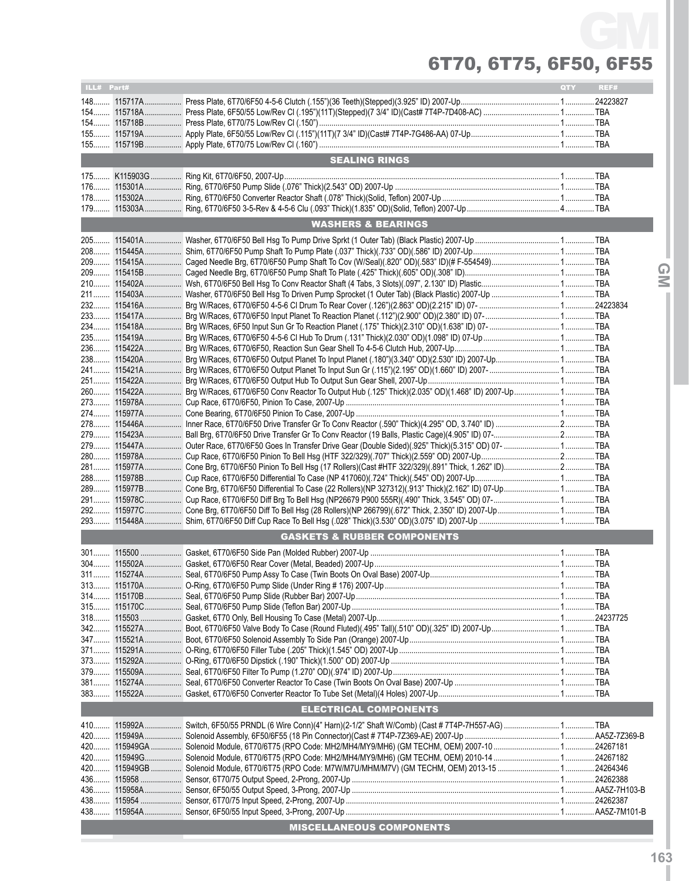# 6T70, 6T75, 6F50, 6F55

| ILL# | Part# | | QTY | REF# |
|---|---|---|---|---|
| 148 | 115717A | Press Plate, 6T70/6F50 4-5-6 Clutch (.155")(36 Teeth)(Stepped)(3.925" ID) 2007-Up | 1 | 24223827 |
| 154 | 115718A | Press Plate, 6F50/55 Low/Rev Cl (.195")(11T)(Stepped)(7 3/4" ID)(Cast# 7T4P-7D408-AC) | 1 | TBA |
| 154 | 115718B | Press Plate, 6T70/75 Low/Rev Cl (.150") | 1 | TBA |
| 155 | 115719A | Apply Plate, 6F50/55 Low/Rev Cl (.115")(11T)(7 3/4" ID)(Cast# 7T4P-7G486-AA) 07-Up | 1 | TBA |
| 155 | 115719B | Apply Plate, 6T70/75 Low/Rev Cl (.160") | 1 | TBA |
| | | **SEALING RINGS** | | |
| 175 | K115903G | Ring Kit, 6T70/6F50, 2007-Up | 1 | TBA |
| 176 | 115301A | Ring, 6T70/6F50 Pump Slide (.076" Thick)(2.543" OD) 2007-Up | 1 | TBA |
| 178 | 115302A | Ring, 6T70/6F50 Converter Reactor Shaft (.078" Thick)(Solid, Teflon) 2007-Up | 1 | TBA |
| 179 | 115303A | Ring, 6T70/6F50 3-5-Rev & 4-5-6 Clu (.093" Thick)(1.835" OD)(Solid, Teflon) 2007-Up | 4 | TBA |
| | | **WASHERS & BEARINGS** | | |
| 205 | 115401A | Washer, 6T70/6F50 Bell Hsg To Pump Drive Sprkt (1 Outer Tab) (Black Plastic) 2007-Up | 1 | TBA |
| 208 | 115445A | Shim, 6T70/6F50 Pump Shaft To Pump Plate (.037" Thick)(.733" OD)(.586" ID) 2007-Up | 1 | TBA |
| 209 | 115415A | Caged Needle Brg, 6T70/6F50 Pump Shaft To Cov (W/Seal)(.820" OD)(.583" ID)(# F-554549) | 1 | TBA |
| 209 | 115415B | Caged Needle Brg, 6T70/6F50 Pump Shaft To Plate (.425" Thick)(.605" OD)(.308" ID) | 1 | TBA |
| 210 | 115402A | Wsh, 6T70/6F50 Bell Hsg To Conv Reactor Shaft (4 Tabs, 3 Slots)(.097", 2.130" ID) Plastic | 1 | TBA |
| 211 | 115403A | Washer, 6T70/6F50 Bell Hsg To Driven Pump Sprocket (1 Outer Tab) (Black Plastic) 2007-Up | 1 | TBA |
| 232 | 115416A | Brg W/Races, 6T70/6F50 4-5-6 Cl Drum To Rear Cover (.126")(2.863" OD)(2.215" ID) 07- | 1 | 24223834 |
| 233 | 115417A | Brg W/Races, 6T70/6F50 Input Planet To Reaction Planet (.112")(2.900" OD)(2.380" ID) 07- | 1 | TBA |
| 234 | 115418A | Brg W/Races, 6F50 Input Sun Gr To Reaction Planet (.175" Thick)(2.310" OD)(1.638" ID) 07- | 1 | TBA |
| 235 | 115419A | Brg W/Races, 6T70/6F50 4-5-6 Cl Hub To Drum (.131" Thick)(2.030" OD)(1.098" ID) 07-Up | 1 | TBA |
| 236 | 115422A | Brg W/Races, 6T70/6F50, Reaction Sun Gear Shell To 4-5-6 Clutch Hub, 2007-Up | 1 | TBA |
| 238 | 115420A | Brg W/Races, 6T70/6F50 Output Planet To Input Planet (.180")(3.340" OD)(2.530" ID) 2007-Up | 1 | TBA |
| 241 | 115421A | Brg W/Races, 6T70/6F50 Output Planet To Input Sun Gr (.115")(2.195" OD)(1.660" ID) 2007- | 1 | TBA |
| 251 | 115422A | Brg W/Races, 6T70/6F50 Output Hub To Output Sun Gear Shell, 2007-Up | 1 | TBA |
| 260 | 115422A | Brg W/Races, 6T70/6F50 Conv Reactor To Output Hub (.125" Thick)(2.035" OD)(1.468" ID) 2007-Up | 1 | TBA |
| 273 | 115978A | Cup Race, 6T70/6F50, Pinion To Case, 2007-Up | 1 | TBA |
| 274 | 115977A | Cone Bearing, 6T70/6F50 Pinion To Case, 2007-Up | 1 | TBA |
| 278 | 115446A | Inner Race, 6T70/6F50 Drive Transfer Gr To Conv Reactor (.590" Thick)(4.295" OD, 3.740" ID) | 2 | TBA |
| 279 | 115423A | Ball Brg, 6T70/6F50 Drive Transfer Gr To Conv Reactor (19 Balls, Plastic Cage)(4.905" ID) 07- | 2 | TBA |
| 279 | 115447A | Outer Race, 6T70/6F50 Goes In Transfer Drive Gear (Double Sided)(.925" Thick)(5.315" OD) 07- | 1 | TBA |
| 280 | 115978A | Cup Race, 6T70/6F50 Pinion To Bell Hsg (HTF 322/329)(.707" Thick)(2.559" OD) 2007-Up | 2 | TBA |
| 281 | 115977A | Cone Brg, 6T70/6F50 Pinion To Bell Hsg (17 Rollers)(Cast #HTF 322/329)(.891" Thick, 1.262" ID) | 2 | TBA |
| 288 | 115978B | Cup Race, 6T70/6F50 Differential To Case (NP 417060)(.724" Thick)(.545" OD) 2007-Up | 1 | TBA |
| 289 | 115977B | Cone Brg, 6T70/6F50 Differential To Case (22 Rollers)(NP 327312)(.913" Thick)(2.162" ID) 07-Up | 1 | TBA |
| 291 | 115978C | Cup Race, 6T70/6F50 Diff Brg To Bell Hsg (NP26679 P900 555R)(.490" Thick, 3.545" OD) 07- | 1 | TBA |
| 292 | 115977C | Cone Brg, 6T70/6F50 Diff To Bell Hsg (28 Rollers)(NP 266799)(.672" Thick, 2.350" ID) 2007-Up | 1 | TBA |
| 293 | 115448A | Shim, 6T70/6F50 Diff Cup Race To Bell Hsg (.028" Thick)(3.530" OD)(3.075" ID) 2007 Up | 1 | TBA |
| | | **GASKETS & RUBBER COMPONENTS** | | |
| 301 | 115500 | Gasket, 6T70/6F50 Side Pan (Molded Rubber) 2007-Up | 1 | TBA |
| 304 | 115502A | Gasket, 6T70/6F50 Rear Cover (Metal, Beaded) 2007-Up | 1 | TBA |
| 311 | 115274A | Seal, 6T70/6F50 Pump Assy To Case (Twin Boots On Oval Base) 2007-Up | 1 | TBA |
| 313 | 115170A | O-Ring, 6T70/6F50 Pump Slide (Under Ring # 176) 2007-Up | 1 | TBA |
| 314 | 115170B | Seal, 6T70/6F50 Pump Slide (Rubber Bar) 2007-Up | 1 | TBA |
| 315 | 115170C | Seal, 6T70/6F50 Pump Slide (Teflon Bar) 2007-Up | 1 | TBA |
| 318 | 115503 | Gasket, 6T70 Only, Bell Housing To Case (Metal) 2007-Up | 1 | 24237725 |
| 342 | 115527A | Boot, 6T70/6F50 Valve Body To Case (Round Fluted)(.495" Tall)(.510" OD)(.325" ID) 2007-Up | 1 | TBA |
| 347 | 115521A | Boot, 6T70/6F50 Solenoid Assembly To Side Pan (Orange) 2007-Up | 1 | TBA |
| 371 | 115291A | O-Ring, 6T70/6F50 Filler Tube (.205" Thick)(1.545" OD) 2007-Up | 1 | TBA |
| 373 | 115292A | O-Ring, 6T70/6F50 Dipstick (.190" Thick)(1.500" OD) 2007-Up | 1 | TBA |
| 379 | 115509A | Seal, 6T70/6F50 Filter To Pump (1.270" OD)(.974" ID) 2007-Up | 1 | TBA |
| 381 | 115274A | Seal, 6T70/6F50 Converter Reactor To Case (Twin Boots On Oval Base) 2007-Up | 1 | TBA |
| 383 | 115522A | Gasket, 6T70/6F50 Converter Reactor To Tube Set (Metal)(4 Holes) 2007-Up | 1 | TBA |
| | | **ELECTRICAL COMPONENTS** | | |
| 410 | 115992A | Switch, 6F50/55 PRNDL (6 Wire Conn)(4" Harn)(2-1/2" Shaft W/Comb) (Cast # 7T4P-7H557-AG) | 1 | TBA |
| 420 | 115949A | Solenoid Assembly, 6F50/6F55 (18 Pin Connector)(Cast # 7T4P-7Z369-AE) 2007-Up | 1 | AA5Z-7Z369-B |
| 420 | 115949GA | Solenoid Module, 6T70/6T75 (RPO Code: MH2/MH4/MY9/MH6) (GM TECHM, OEM) 2007-10 | 1 | 24267181 |
| 420 | 115949G | Solenoid Module, 6T70/6T75 (RPO Code: MH2/MH4/MY9/MH6) (GM TECHM, OEM) 2010-14 | 1 | 24267182 |
| 420 | 115949GB | Solenoid Module, 6T70/6T75 (RPO Code: M7W/M7U/MHM/M7V) (GM TECHM, OEM) 2013-15 | 1 | 24264346 |
| 436 | 115958 | Sensor, 6T70/75 Output Speed, 2-Prong, 2007-Up | 1 | 24262388 |
| 436 | 115958A | Sensor, 6F50/55 Output Speed, 3-Prong, 2007-Up | 1 | AA5Z-7H103-B |
| 438 | 115954 | Sensor, 6T70/75 Input Speed, 2-Prong, 2007-Up | 1 | 24262387 |
| 438 | 115954A | Sensor, 6F50/55 Input Speed, 3-Prong, 2007-Up | 1 | AA5Z-7M101-B |
| | | **MISCELLANEOUS COMPONENTS** | | |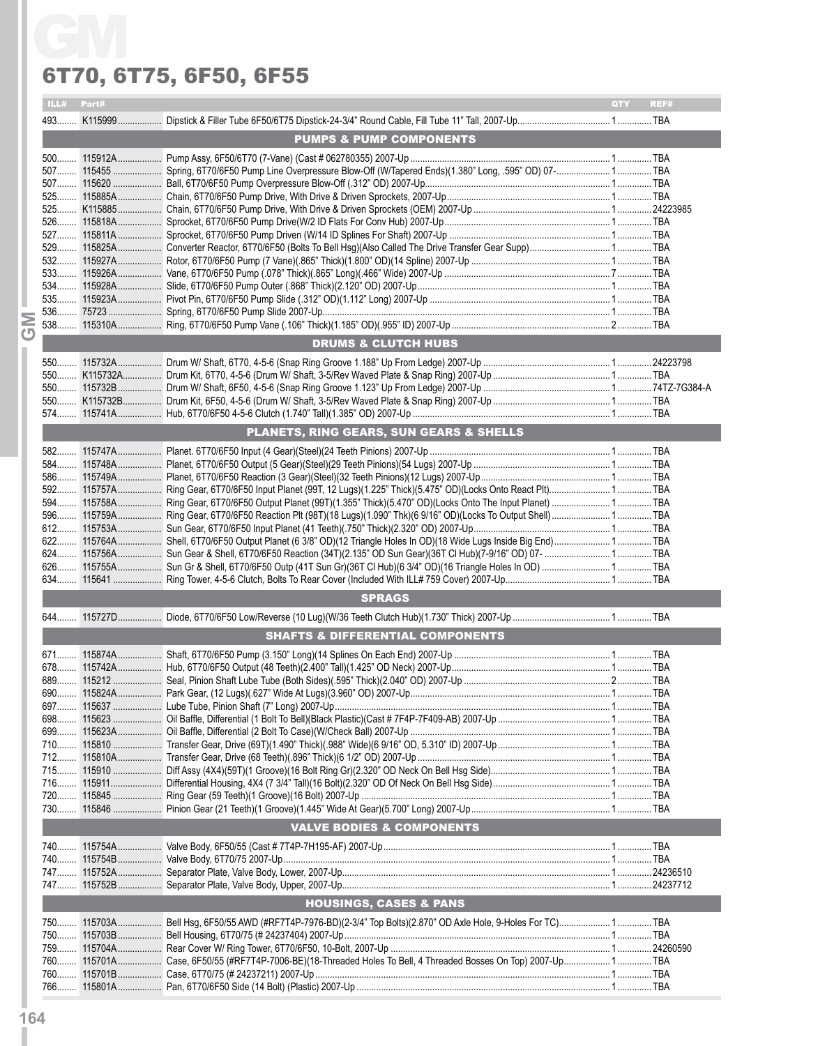# GM

## 6T70, 6T75, 6F50, 6F55

| ILL# | Part# | Description | QTY | REF# |
|---|---|---|---|---|
| 493 | K115999 | Dipstick & Filler Tube 6F50/6T75 Dipstick-24-3/4" Round Cable, Fill Tube 11" Tall, 2007-Up | 1 | TBA |
| | | **PUMPS & PUMP COMPONENTS** | | |
| 500 | 115912A | Pump Assy, 6F50/6T70 (7-Vane) (Cast # 062780355) 2007-Up | 1 | TBA |
| 507 | 115455 | Spring, 6T70/6F50 Pump Line Overpressure Blow-Off (W/Tapered Ends)(1.380" Long, .595" OD) 07- | 1 | TBA |
| 507 | 115620 | Ball, 6T70/6F50 Pump Overpressure Blow-Off (.312" OD) 2007-Up | 1 | TBA |
| 525 | 115885A | Chain, 6T70/6F50 Pump Drive, With Drive & Driven Sprockets, 2007-Up | 1 | TBA |
| 525 | K115885 | Chain, 6T70/6F50 Pump Drive, With Drive & Driven Sprockets (OEM) 2007-Up | 1 | 24223985 |
| 526 | 115818A | Sprocket, 6T70/6F50 Pump Drive(W/2 ID Flats For Conv Hub) 2007-Up | 1 | TBA |
| 527 | 115811A | Sprocket, 6T70/6F50 Pump Driven (W/14 ID Splines For Shaft) 2007-Up | 1 | TBA |
| 529 | 115825A | Converter Reactor, 6T70/6F50 (Bolts To Bell Hsg)(Also Called The Drive Transfer Gear Supp) | 1 | TBA |
| 532 | 115927A | Rotor, 6T70/6F50 Pump (7 Vane)(.865" Thick)(1.800" OD)(14 Spline) 2007-Up | 1 | TBA |
| 533 | 115926A | Vane, 6T70/6F50 Pump (.078" Thick)(.865" Long)(.466" Wide) 2007-Up | 7 | TBA |
| 534 | 115928A | Slide, 6T70/6F50 Pump Outer (.868" Thick)(2.120" OD) 2007-Up | 1 | TBA |
| 535 | 115923A | Pivot Pin, 6T70/6F50 Pump Slide (.312" OD)(1.112" Long) 2007-Up | 1 | TBA |
| 536 | 75723 | Spring, 6T70/6F50 Pump Slide 2007-Up | 1 | TBA |
| 538 | 115310A | Ring, 6T70/6F50 Pump Vane (.106" Thick)(1.185" OD)(.955" ID) 2007-Up | 2 | TBA |
| | | **DRUMS & CLUTCH HUBS** | | |
| 550 | 115732A | Drum W/ Shaft, 6T70, 4-5-6 (Snap Ring Groove 1.188" Up From Ledge) 2007-Up | 1 | 24223798 |
| 550 | K115732A | Drum Kit, 6T70, 4-5-6 (Drum W/ Shaft, 3-5/Rev Waved Plate & Snap Ring) 2007-Up | 1 | TBA |
| 550 | 115732B | Drum W/ Shaft, 6F50, 4-5-6 (Snap Ring Groove 1.123" Up From Ledge) 2007-Up | 1 | 74TZ-7G384-A |
| 550 | K115732B | Drum Kit, 6F50, 4-5-6 (Drum W/ Shaft, 3-5/Rev Waved Plate & Snap Ring) 2007-Up | 1 | TBA |
| 574 | 115741A | Hub, 6T70/6F50 4-5-6 Clutch (1.740" Tall)(1.385" OD) 2007-Up | 1 | TBA |
| | | **PLANETS, RING GEARS, SUN GEARS & SHELLS** | | |
| 582 | 115747A | Planet. 6T70/6F50 Input (4 Gear)(Steel)(24 Teeth Pinions) 2007-Up | 1 | TBA |
| 584 | 115748A | Planet, 6T70/6F50 Output (5 Gear)(Steel)(29 Teeth Pinions)(54 Lugs) 2007-Up | 1 | TBA |
| 586 | 115749A | Planet, 6T70/6F50 Reaction (3 Gear)(Steel)(32 Teeth Pinions)(12 Lugs) 2007-Up | 1 | TBA |
| 592 | 115757A | Ring Gear, 6T70/6F50 Input Planet (99T, 12 Lugs)(1.225" Thick)(5.475" OD)(Locks Onto React Plt) | 1 | TBA |
| 594 | 115758A | Ring Gear, 6T70/6F50 Output Planet (99T)(1.355" Thick)(5.470" OD)(Locks Onto The Input Planet) | 1 | TBA |
| 596 | 115759A | Ring Gear, 6T70/6F50 Reaction Plt (98T)(18 Lugs)(1.090" Thk)(6 9/16" OD)(Locks To Output Shell) | 1 | TBA |
| 612 | 115753A | Sun Gear, 6T70/6F50 Input Planet (41 Teeth)(.750" Thick)(2.320" OD) 2007-Up | 1 | TBA |
| 622 | 115764A | Shell, 6T70/6F50 Output Planet (6 3/8" OD)(12 Triangle Holes In OD)(18 Wide Lugs Inside Big End) | 1 | TBA |
| 624 | 115756A | Sun Gear & Shell, 6T70/6F50 Reaction (34T)(2.135" OD Sun Gear)(36T Cl Hub)(7-9/16" OD) 07- | 1 | TBA |
| 626 | 115755A | Sun Gr & Shell, 6T70/6F50 Outp (41T Sun Gr)(36T Cl Hub)(6 3/4" OD)(16 Triangle Holes In OD) | 1 | TBA |
| 634 | 115641 | Ring Tower, 4-5-6 Clutch, Bolts To Rear Cover (Included With ILL# 759 Cover) 2007-Up | 1 | TBA |
| | | **SPRAGS** | | |
| 644 | 115727D | Diode, 6T70/6F50 Low/Reverse (10 Lug)(W/36 Teeth Clutch Hub)(1.730" Thick) 2007-Up | 1 | TBA |
| | | **SHAFTS & DIFFERENTIAL COMPONENTS** | | |
| 671 | 115874A | Shaft, 6T70/6F50 Pump (3.150" Long)(14 Splines On Each End) 2007-Up | 1 | TBA |
| 678 | 115742A | Hub, 6T70/6F50 Output (48 Teeth)(2.400" Tall)(1.425" OD Neck) 2007-Up | 1 | TBA |
| 689 | 115212 | Seal, Pinion Shaft Lube Tube (Both Sides)(.595" Thick)(2.040" OD) 2007-Up | 2 | TBA |
| 690 | 115824A | Park Gear, (12 Lugs)(.627" Wide At Lugs)(3.960" OD) 2007-Up | 1 | TBA |
| 697 | 115637 | Lube Tube, Pinion Shaft (7" Long) 2007-Up | 1 | TBA |
| 698 | 115623 | Oil Baffle, Differential (1 Bolt To Bell)(Black Plastic)(Cast # 7F4P-7F409-AB) 2007-Up | 1 | TBA |
| 699 | 115623A | Oil Baffle, Differential (2 Bolt To Case)(W/Check Ball) 2007-Up | 1 | TBA |
| 710 | 115810 | Transfer Gear, Drive (69T)(1.490" Thick)(.988" Wide)(6 9/16" OD, 5.310" ID) 2007-Up | 1 | TBA |
| 712 | 115810A | Transfer Gear, Drive (68 Teeth)(.896" Thick)(6 1/2" OD) 2007-Up | 1 | TBA |
| 715 | 115910 | Diff Assy (4X4)(59T)(1 Groove)(16 Bolt Ring Gr)(2.320" OD Neck On Bell Hsg Side) | 1 | TBA |
| 716 | 115911 | Differential Housing, 4X4 (7 3/4" Tall)(16 Bolt)(2.320" OD Of Neck On Bell Hsg Side) | 1 | TBA |
| 720 | 115845 | Ring Gear (59 Teeth)(1 Groove)(16 Bolt) 2007-Up | 1 | TBA |
| 730 | 115846 | Pinion Gear (21 Teeth)(1 Groove)(1.445" Wide At Gear)(5.700" Long) 2007-Up | 1 | TBA |
| | | **VALVE BODIES & COMPONENTS** | | |
| 740 | 115754A | Valve Body, 6F50/55 (Cast # 7T4P-7H195-AF) 2007-Up | 1 | TBA |
| 740 | 115754B | Valve Body, 6T70/75 2007-Up | 1 | TBA |
| 747 | 115752A | Separator Plate, Valve Body, Lower, 2007-Up | 1 | 24236510 |
| 747 | 115752B | Separator Plate, Valve Body, Upper, 2007-Up | 1 | 24237712 |
| | | **HOUSINGS, CASES & PANS** | | |
| 750 | 115703A | Bell Hsg, 6F50/55 AWD (#RF7T4P-7976-BD)(2-3/4" Top Bolts)(2.870" OD Axle Hole, 9-Holes For TC) | 1 | TBA |
| 750 | 115703B | Bell Housing, 6T70/75 (# 24237404) 2007-Up | 1 | TBA |
| 759 | 115704A | Rear Cover W/ Ring Tower, 6T70/6F50, 10-Bolt, 2007-Up | 1 | 24260590 |
| 760 | 115701A | Case, 6F50/55 (#RF7T4P-7006-BE)(18-Threaded Holes To Bell, 4 Threaded Bosses On Top) 2007-Up | 1 | TBA |
| 760 | 115701B | Case, 6T70/75 (# 24237211) 2007-Up | 1 | TBA |
| 766 | 115801A | Pan, 6T70/6F50 Side (14 Bolt) (Plastic) 2007-Up | 1 | TBA |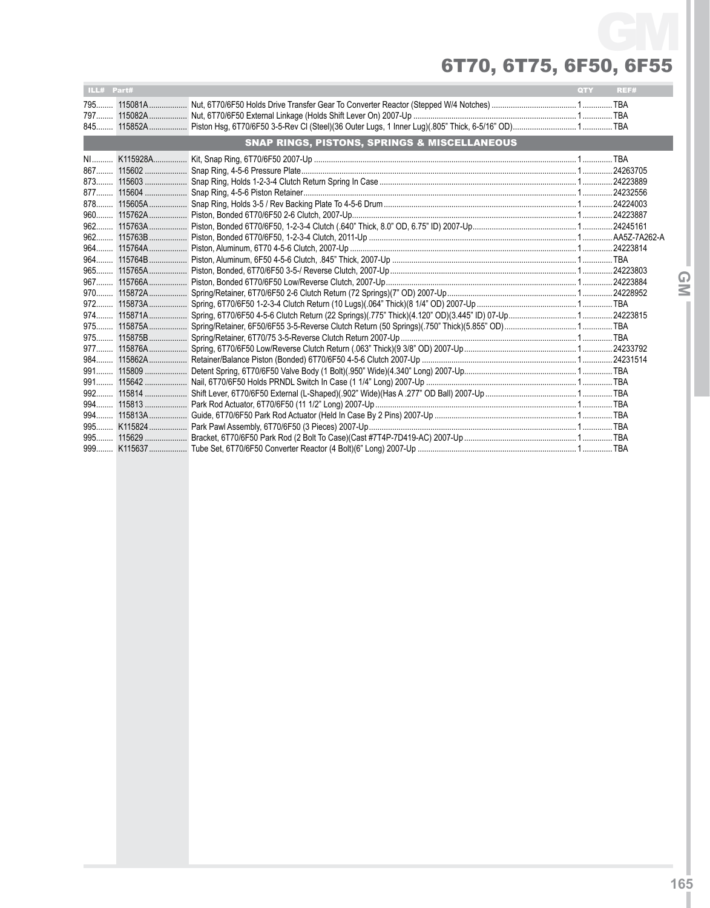# 6T70, 6T75, 6F50, 6F55

| ILL# | Part# | | QTY | REF# |
|---|---|---|---|---|
| 795 | 115081A | Nut, 6T70/6F50 Holds Drive Transfer Gear To Converter Reactor (Stepped W/4 Notches) | 1 | TBA |
| 797 | 115082A | Nut, 6T70/6F50 External Linkage (Holds Shift Lever On) 2007-Up | 1 | TBA |
| 845 | 115852A | Piston Hsg, 6T70/6F50 3-5-Rev Cl (Steel)(36 Outer Lugs, 1 Inner Lug)(.805" Thick, 6-5/16" OD) | 1 | TBA |
| | | **SNAP RINGS, PISTONS, SPRINGS & MISCELLANEOUS** | | |
| NI | K115928A | Kit, Snap Ring, 6T70/6F50 2007-Up | 1 | TBA |
| 867 | 115602 | Snap Ring, 4-5-6 Pressure Plate | 1 | 24263705 |
| 873 | 115603 | Snap Ring, Holds 1-2-3-4 Clutch Return Spring In Case | 1 | 24223889 |
| 877 | 115604 | Snap Ring, 4-5-6 Piston Retainer | 1 | 24232556 |
| 878 | 115605A | Snap Ring, Holds 3-5 / Rev Backing Plate To 4-5-6 Drum | 1 | 24224003 |
| 960 | 115762A | Piston, Bonded 6T70/6F50 2-6 Clutch, 2007-Up | 1 | 24223887 |
| 962 | 115763A | Piston, Bonded 6T70/6F50, 1-2-3-4 Clutch (.640" Thick, 8.0" OD, 6.75" ID) 2007-Up | 1 | 24245161 |
| 962 | 115763B | Piston, Bonded 6T70/6F50, 1-2-3-4 Clutch, 2011-Up | 1 | AA5Z-7A262-A |
| 964 | 115764A | Piston, Aluminum, 6T70 4-5-6 Clutch, 2007-Up | 1 | 24223814 |
| 964 | 115764B | Piston, Aluminum, 6F50 4-5-6 Clutch, .845" Thick, 2007-Up | 1 | TBA |
| 965 | 115765A | Piston, Bonded, 6T70/6F50 3-5-/ Reverse Clutch, 2007-Up | 1 | 24223803 |
| 967 | 115766A | Piston, Bonded 6T70/6F50 Low/Reverse Clutch, 2007-Up | 1 | 24223884 |
| 970 | 115872A | Spring/Retainer, 6T70/6F50 2-6 Clutch Return (72 Springs)(7" OD) 2007-Up | 1 | 24228952 |
| 972 | 115873A | Spring, 6T70/6F50 1-2-3-4 Clutch Return (10 Lugs)(.064" Thick)(8 1/4" OD) 2007-Up | 1 | TBA |
| 974 | 115871A | Spring, 6T70/6F50 4-5-6 Clutch Return (22 Springs)(.775" Thick)(4.120" OD)(3.445" ID) 07-Up | 1 | 24223815 |
| 975 | 115875A | Spring/Retainer, 6F50/6F55 3-5-Reverse Clutch Return (50 Springs)(.750" Thick)(5.855" OD) | 1 | TBA |
| 975 | 115875B | Spring/Retainer, 6T70/75 3-5-Reverse Clutch Return 2007-Up | 1 | TBA |
| 977 | 115876A | Spring, 6T70/6F50 Low/Reverse Clutch Return (.063" Thick)(9 3/8" OD) 2007-Up | 1 | 24233792 |
| 984 | 115862A | Retainer/Balance Piston (Bonded) 6T70/6F50 4-5-6 Clutch 2007-Up | 1 | 24231514 |
| 991 | 115809 | Detent Spring, 6T70/6F50 Valve Body (1 Bolt)(.950" Wide)(4.340" Long) 2007-Up | 1 | TBA |
| 991 | 115642 | Nail, 6T70/6F50 Holds PRNDL Switch In Case (1 1/4" Long) 2007-Up | 1 | TBA |
| 992 | 115814 | Shift Lever, 6T70/6F50 External (L-Shaped)(.902" Wide)(Has A .277" OD Ball) 2007-Up | 1 | TBA |
| 994 | 115813 | Park Rod Actuator, 6T70/6F50 (11 1/2" Long) 2007-Up | 1 | TBA |
| 994 | 115813A | Guide, 6T70/6F50 Park Rod Actuator (Held In Case By 2 Pins) 2007-Up | 1 | TBA |
| 995 | K115824 | Park Pawl Assembly, 6T70/6F50 (3 Pieces) 2007-Up | 1 | TBA |
| 995 | 115629 | Bracket, 6T70/6F50 Park Rod (2 Bolt To Case)(Cast #7T4P-7D419-AC) 2007-Up | 1 | TBA |
| 999 | K115637 | Tube Set, 6T70/6F50 Converter Reactor (4 Bolt)(6" Long) 2007-Up | 1 | TBA |